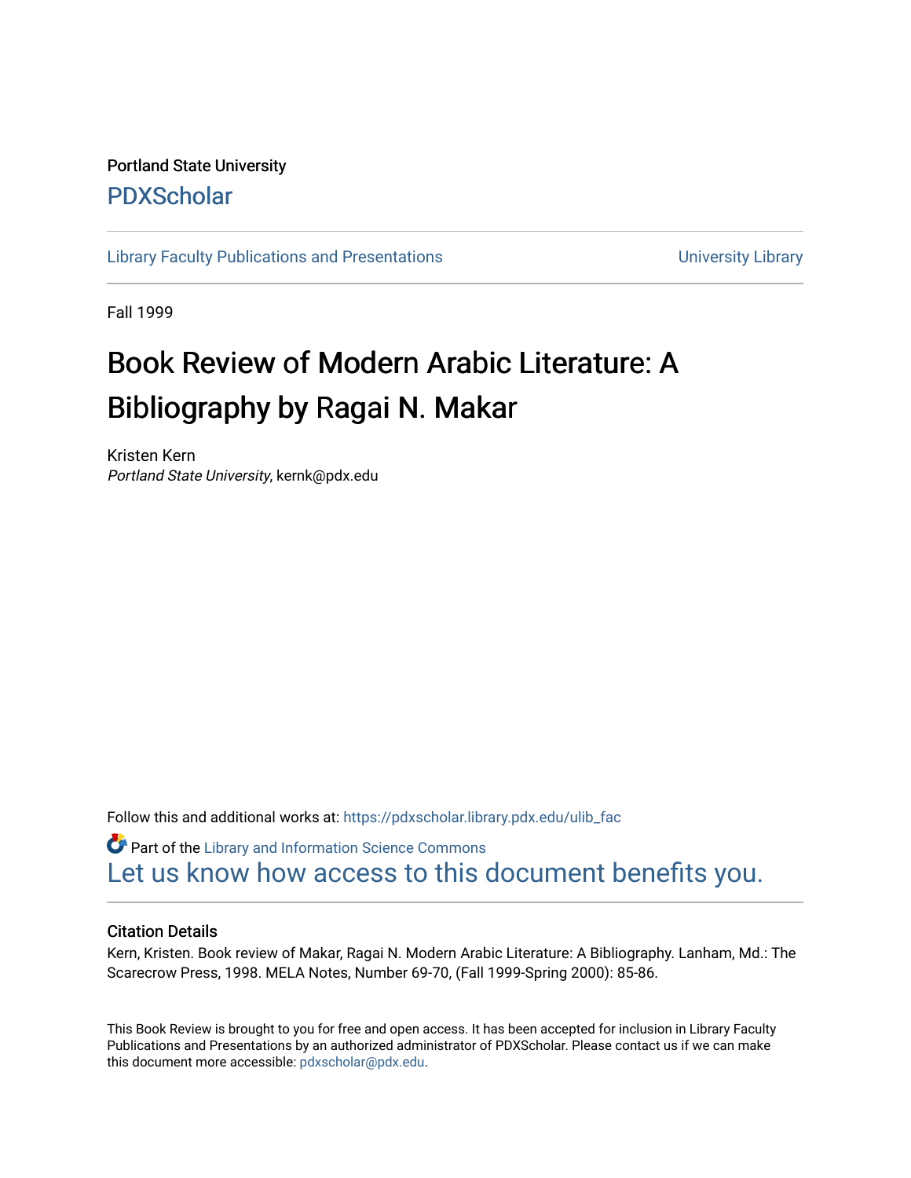Portland State University

PDXScholar

Library Faculty Publications and Presentations

University Library

Fall 1999

# Book Review of Modern Arabic Literature: A Bibliography by Ragai N. Makar

Kristen Kern
*Portland State University*, kernk@pdx.edu

Follow this and additional works at: https://pdxscholar.library.pdx.edu/ulib_fac

Part of the Library and Information Science Commons

Let us know how access to this document benefits you.

### Citation Details

Kern, Kristen. Book review of Makar, Ragai N. Modern Arabic Literature: A Bibliography. Lanham, Md.: The Scarecrow Press, 1998. MELA Notes, Number 69-70, (Fall 1999-Spring 2000): 85-86.

This Book Review is brought to you for free and open access. It has been accepted for inclusion in Library Faculty Publications and Presentations by an authorized administrator of PDXScholar. Please contact us if we can make this document more accessible: pdxscholar@pdx.edu.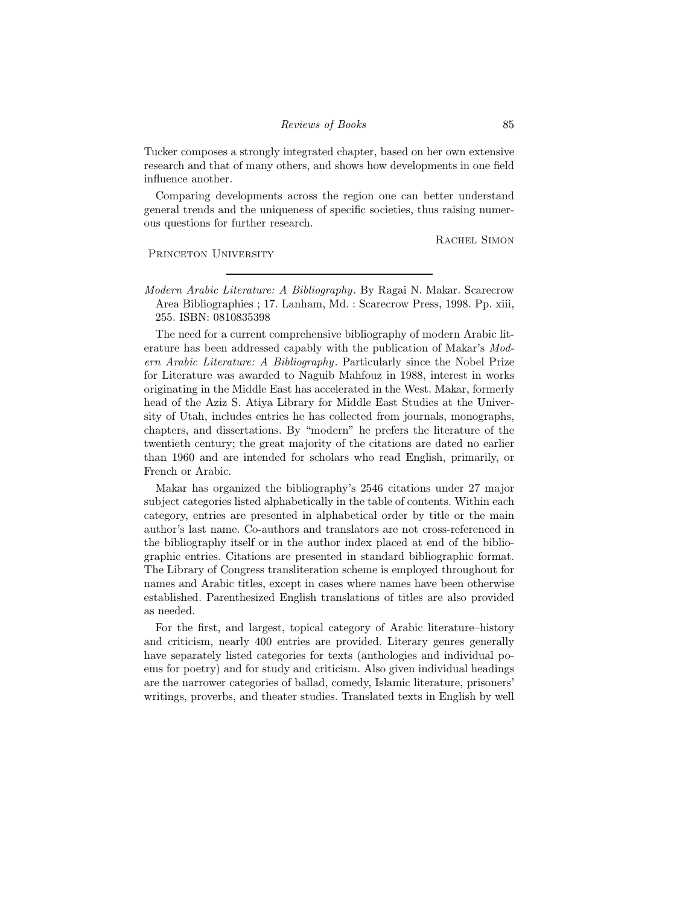Tucker composes a strongly integrated chapter, based on her own extensive research and that of many others, and shows how developments in one field influence another.

Comparing developments across the region one can better understand general trends and the uniqueness of specific societies, thus raising numerous questions for further research.

Rachel Simon

Princeton University

---

*Modern Arabic Literature: A Bibliography*. By Ragai N. Makar. Scarecrow Area Bibliographies ; 17. Lanham, Md. : Scarecrow Press, 1998. Pp. xiii, 255. ISBN: 0810835398

The need for a current comprehensive bibliography of modern Arabic literature has been addressed capably with the publication of Makar's *Modern Arabic Literature: A Bibliography*. Particularly since the Nobel Prize for Literature was awarded to Naguib Mahfouz in 1988, interest in works originating in the Middle East has accelerated in the West. Makar, formerly head of the Aziz S. Atiya Library for Middle East Studies at the University of Utah, includes entries he has collected from journals, monographs, chapters, and dissertations. By "modern" he prefers the literature of the twentieth century; the great majority of the citations are dated no earlier than 1960 and are intended for scholars who read English, primarily, or French or Arabic.

Makar has organized the bibliography's 2546 citations under 27 major subject categories listed alphabetically in the table of contents. Within each category, entries are presented in alphabetical order by title or the main author's last name. Co-authors and translators are not cross-referenced in the bibliography itself or in the author index placed at end of the bibliographic entries. Citations are presented in standard bibliographic format. The Library of Congress transliteration scheme is employed throughout for names and Arabic titles, except in cases where names have been otherwise established. Parenthesized English translations of titles are also provided as needed.

For the first, and largest, topical category of Arabic literature–history and criticism, nearly 400 entries are provided. Literary genres generally have separately listed categories for texts (anthologies and individual poems for poetry) and for study and criticism. Also given individual headings are the narrower categories of ballad, comedy, Islamic literature, prisoners' writings, proverbs, and theater studies. Translated texts in English by well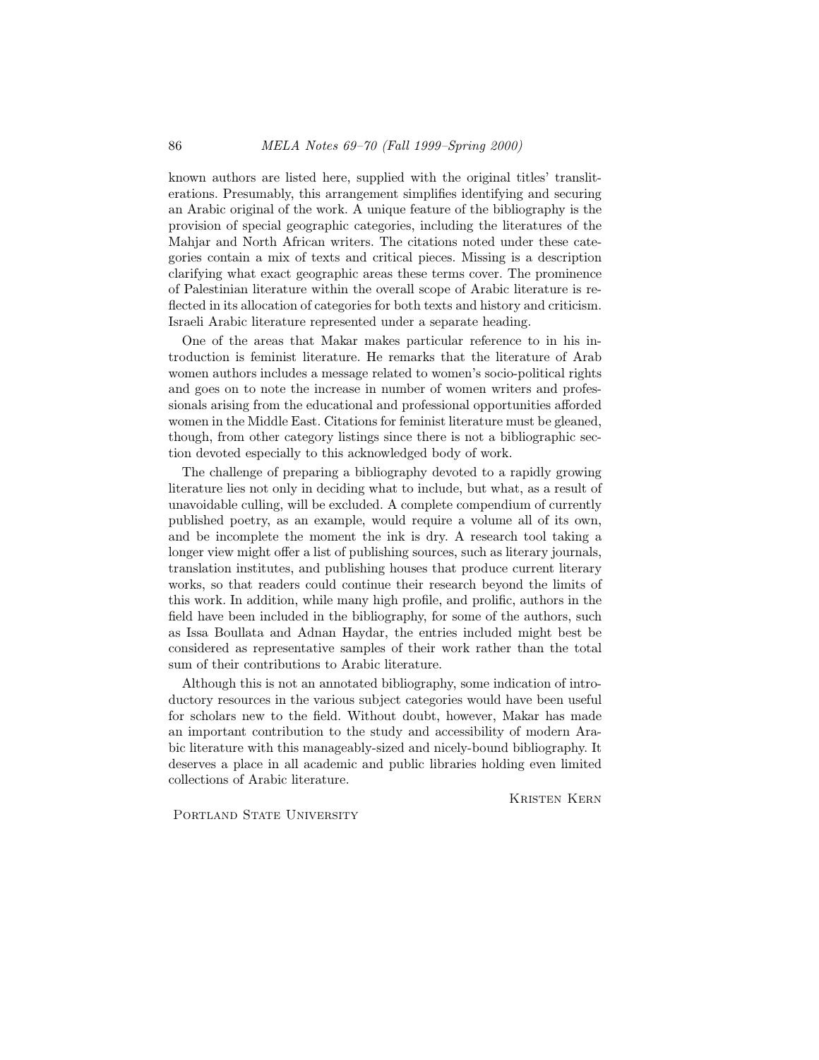known authors are listed here, supplied with the original titles' transliterations. Presumably, this arrangement simplifies identifying and securing an Arabic original of the work. A unique feature of the bibliography is the provision of special geographic categories, including the literatures of the Mahjar and North African writers. The citations noted under these categories contain a mix of texts and critical pieces. Missing is a description clarifying what exact geographic areas these terms cover. The prominence of Palestinian literature within the overall scope of Arabic literature is reflected in its allocation of categories for both texts and history and criticism. Israeli Arabic literature represented under a separate heading.

One of the areas that Makar makes particular reference to in his introduction is feminist literature. He remarks that the literature of Arab women authors includes a message related to women's socio-political rights and goes on to note the increase in number of women writers and professionals arising from the educational and professional opportunities afforded women in the Middle East. Citations for feminist literature must be gleaned, though, from other category listings since there is not a bibliographic section devoted especially to this acknowledged body of work.

The challenge of preparing a bibliography devoted to a rapidly growing literature lies not only in deciding what to include, but what, as a result of unavoidable culling, will be excluded. A complete compendium of currently published poetry, as an example, would require a volume all of its own, and be incomplete the moment the ink is dry. A research tool taking a longer view might offer a list of publishing sources, such as literary journals, translation institutes, and publishing houses that produce current literary works, so that readers could continue their research beyond the limits of this work. In addition, while many high profile, and prolific, authors in the field have been included in the bibliography, for some of the authors, such as Issa Boullata and Adnan Haydar, the entries included might best be considered as representative samples of their work rather than the total sum of their contributions to Arabic literature.

Although this is not an annotated bibliography, some indication of introductory resources in the various subject categories would have been useful for scholars new to the field. Without doubt, however, Makar has made an important contribution to the study and accessibility of modern Arabic literature with this manageably-sized and nicely-bound bibliography. It deserves a place in all academic and public libraries holding even limited collections of Arabic literature.

Kristen Kern

Portland State University